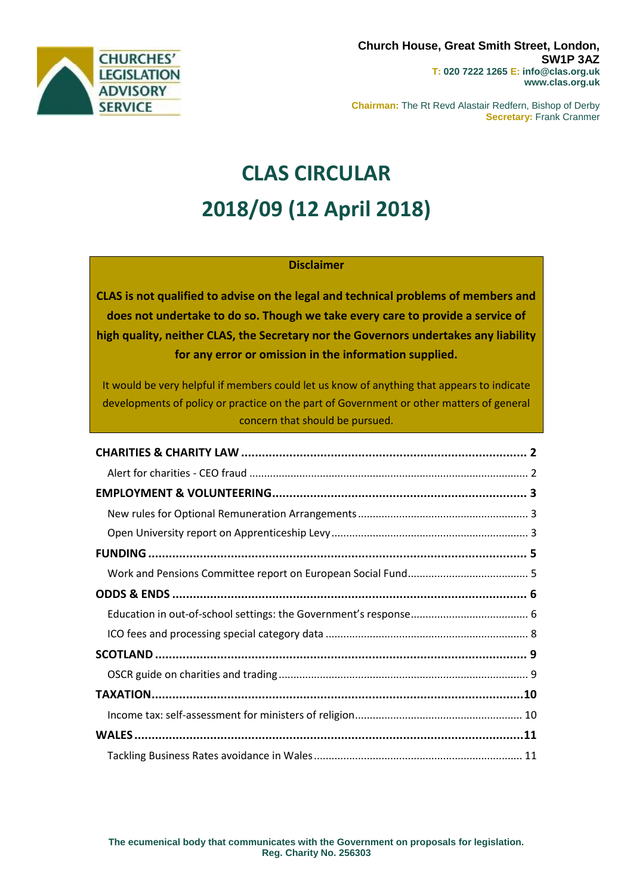CHURCHES' LEGISLATION ADVISORY SERVICE

**Church House, Great Smith Street, London, SW1P 3AZ**
**T: 020 7222 1265 E: info@clas.org.uk**
**www.clas.org.uk**

**Chairman:** The Rt Revd Alastair Redfern, Bishop of Derby
**Secretary:** Frank Cranmer

# CLAS CIRCULAR

# 2018/09 (12 April 2018)

**Disclaimer**

**CLAS is not qualified to advise on the legal and technical problems of members and does not undertake to do so. Though we take every care to provide a service of high quality, neither CLAS, the Secretary nor the Governors undertakes any liability for any error or omission in the information supplied.**

It would be very helpful if members could let us know of anything that appears to indicate developments of policy or practice on the part of Government or other matters of general concern that should be pursued.

**CHARITIES & CHARITY LAW** ..... 2
- Alert for charities - CEO fraud ..... 2

**EMPLOYMENT & VOLUNTEERING** ..... 3
- New rules for Optional Remuneration Arrangements ..... 3
- Open University report on Apprenticeship Levy ..... 3

**FUNDING** ..... 5
- Work and Pensions Committee report on European Social Fund ..... 5

**ODDS & ENDS** ..... 6
- Education in out-of-school settings: the Government's response ..... 6
- ICO fees and processing special category data ..... 8

**SCOTLAND** ..... 9
- OSCR guide on charities and trading ..... 9

**TAXATION** ..... 10
- Income tax: self-assessment for ministers of religion ..... 10

**WALES** ..... 11
- Tackling Business Rates avoidance in Wales ..... 11

**The ecumenical body that communicates with the Government on proposals for legislation.**
**Reg. Charity No. 256303**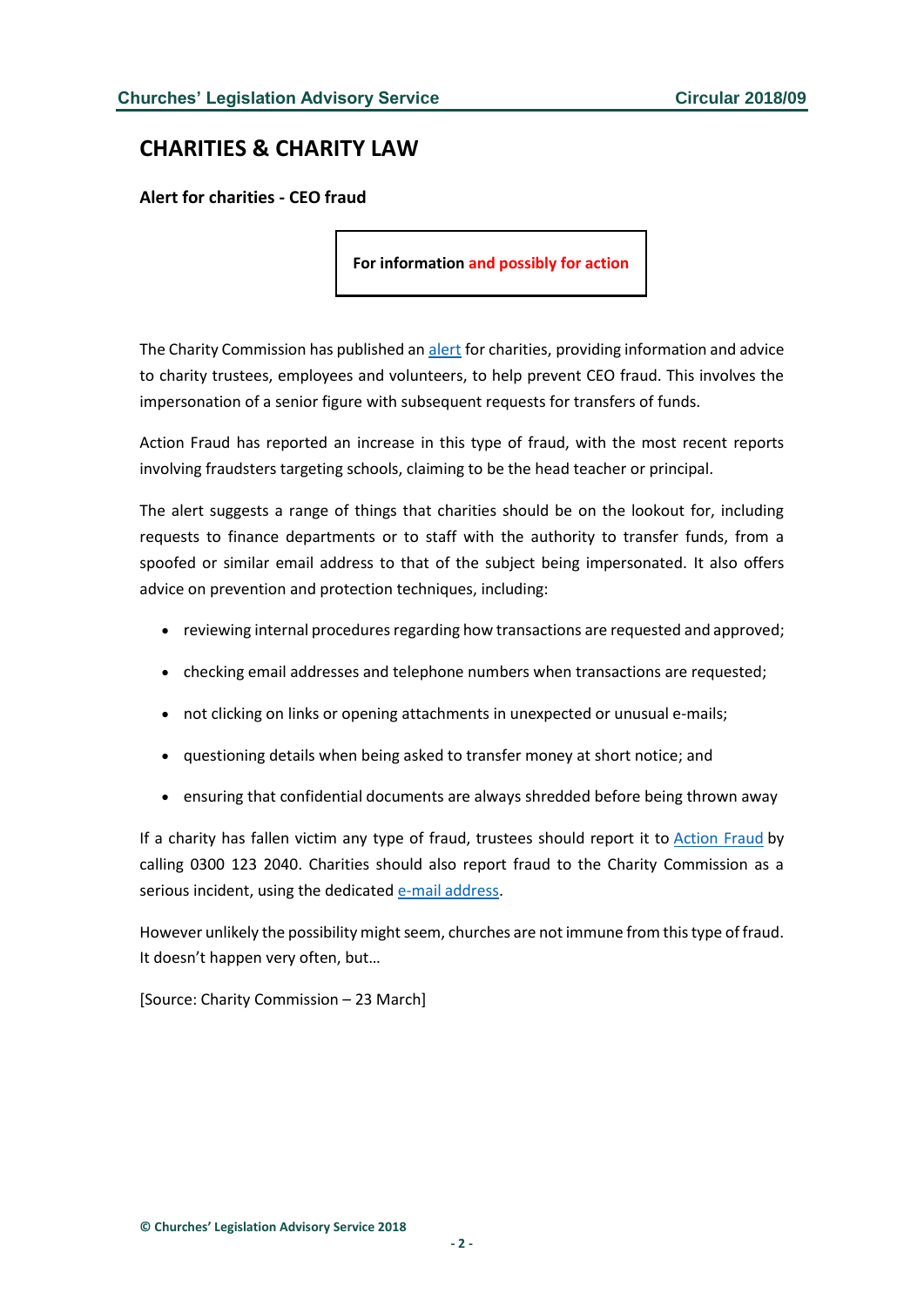## CHARITIES & CHARITY LAW

**Alert for charities - CEO fraud**

**For information and possibly for action**

The Charity Commission has published an alert for charities, providing information and advice to charity trustees, employees and volunteers, to help prevent CEO fraud. This involves the impersonation of a senior figure with subsequent requests for transfers of funds.

Action Fraud has reported an increase in this type of fraud, with the most recent reports involving fraudsters targeting schools, claiming to be the head teacher or principal.

The alert suggests a range of things that charities should be on the lookout for, including requests to finance departments or to staff with the authority to transfer funds, from a spoofed or similar email address to that of the subject being impersonated. It also offers advice on prevention and protection techniques, including:

- reviewing internal procedures regarding how transactions are requested and approved;
- checking email addresses and telephone numbers when transactions are requested;
- not clicking on links or opening attachments in unexpected or unusual e-mails;
- questioning details when being asked to transfer money at short notice; and
- ensuring that confidential documents are always shredded before being thrown away

If a charity has fallen victim any type of fraud, trustees should report it to Action Fraud by calling 0300 123 2040. Charities should also report fraud to the Charity Commission as a serious incident, using the dedicated e-mail address.

However unlikely the possibility might seem, churches are not immune from this type of fraud. It doesn't happen very often, but…

[Source: Charity Commission – 23 March]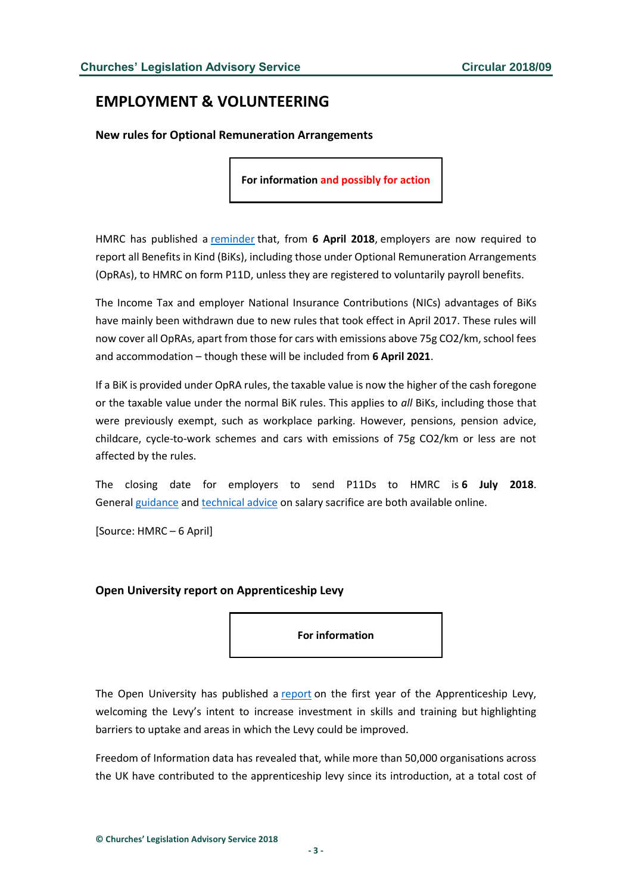# EMPLOYMENT & VOLUNTEERING

### New rules for Optional Remuneration Arrangements

**For information and possibly for action**

HMRC has published a reminder that, from **6 April 2018**, employers are now required to report all Benefits in Kind (BiKs), including those under Optional Remuneration Arrangements (OpRAs), to HMRC on form P11D, unless they are registered to voluntarily payroll benefits.

The Income Tax and employer National Insurance Contributions (NICs) advantages of BiKs have mainly been withdrawn due to new rules that took effect in April 2017. These rules will now cover all OpRAs, apart from those for cars with emissions above 75g $CO_2$/km, school fees and accommodation – though these will be included from **6 April 2021**.

If a BiK is provided under OpRA rules, the taxable value is now the higher of the cash foregone or the taxable value under the normal BiK rules. This applies to *all* BiKs, including those that were previously exempt, such as workplace parking. However, pensions, pension advice, childcare, cycle-to-work schemes and cars with emissions of 75g $CO_2$/km or less are not affected by the rules.

The closing date for employers to send P11Ds to HMRC is **6 July 2018**. General guidance and technical advice on salary sacrifice are both available online.

[Source: HMRC – 6 April]

### Open University report on Apprenticeship Levy

**For information**

The Open University has published a report on the first year of the Apprenticeship Levy, welcoming the Levy's intent to increase investment in skills and training but highlighting barriers to uptake and areas in which the Levy could be improved.

Freedom of Information data has revealed that, while more than 50,000 organisations across the UK have contributed to the apprenticeship levy since its introduction, at a total cost of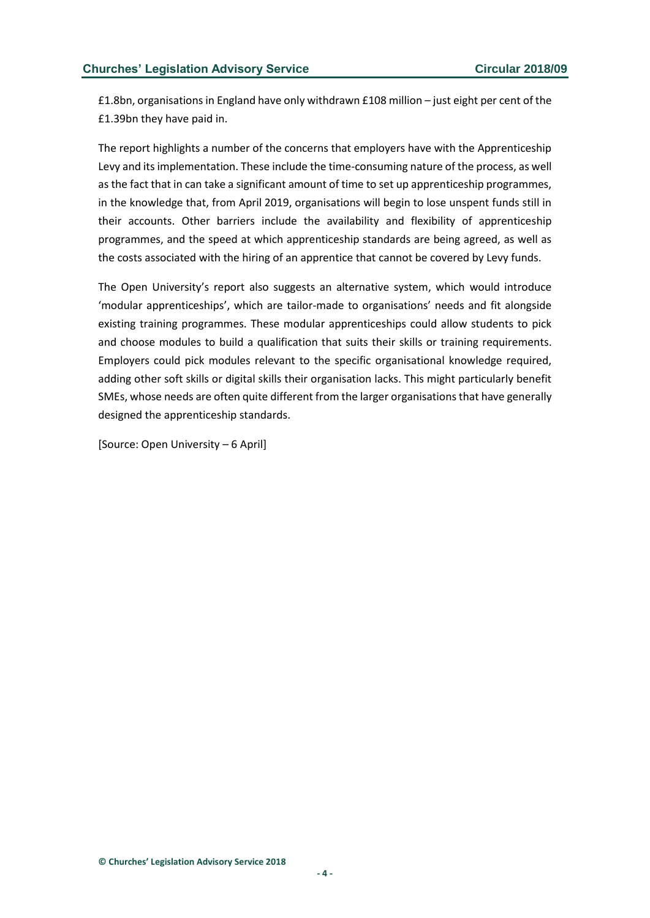£1.8bn, organisations in England have only withdrawn £108 million – just eight per cent of the £1.39bn they have paid in.

The report highlights a number of the concerns that employers have with the Apprenticeship Levy and its implementation. These include the time-consuming nature of the process, as well as the fact that in can take a significant amount of time to set up apprenticeship programmes, in the knowledge that, from April 2019, organisations will begin to lose unspent funds still in their accounts. Other barriers include the availability and flexibility of apprenticeship programmes, and the speed at which apprenticeship standards are being agreed, as well as the costs associated with the hiring of an apprentice that cannot be covered by Levy funds.

The Open University's report also suggests an alternative system, which would introduce 'modular apprenticeships', which are tailor-made to organisations' needs and fit alongside existing training programmes. These modular apprenticeships could allow students to pick and choose modules to build a qualification that suits their skills or training requirements. Employers could pick modules relevant to the specific organisational knowledge required, adding other soft skills or digital skills their organisation lacks. This might particularly benefit SMEs, whose needs are often quite different from the larger organisations that have generally designed the apprenticeship standards.

[Source: Open University – 6 April]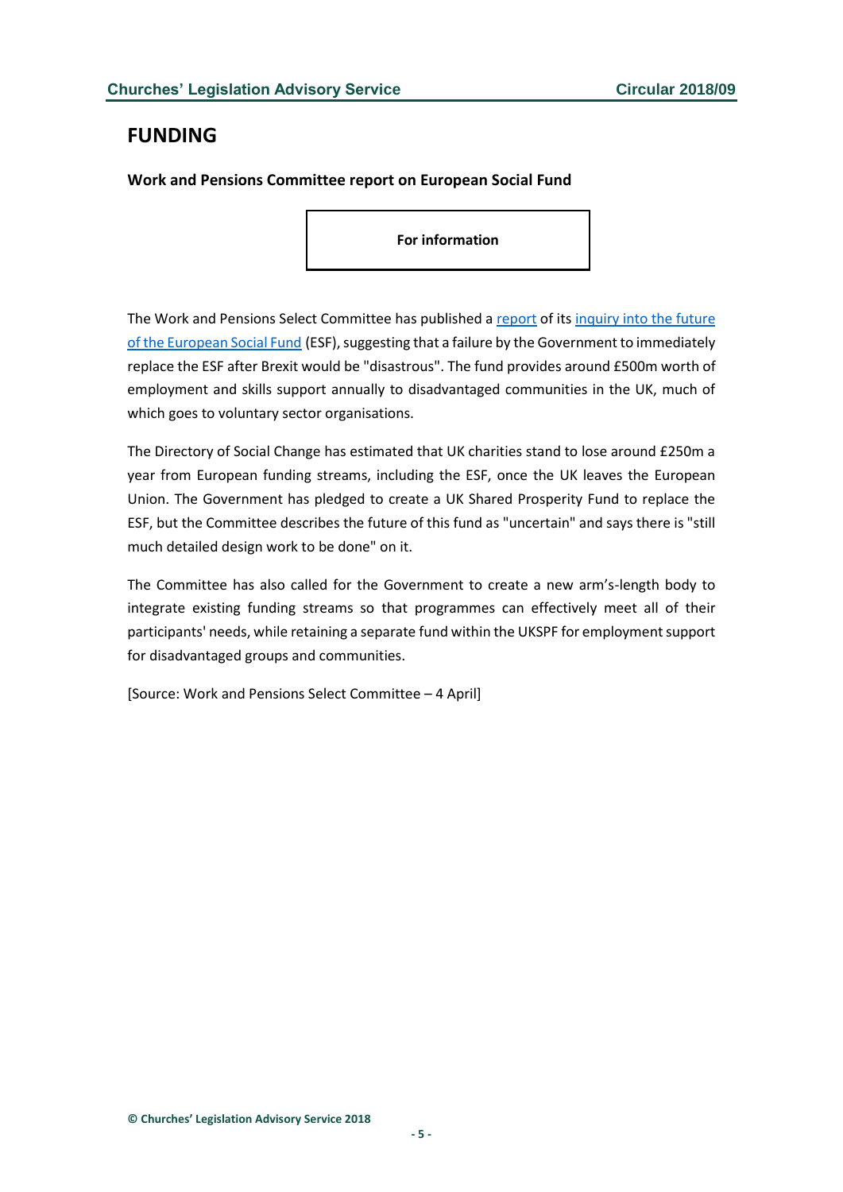# FUNDING

**Work and Pensions Committee report on European Social Fund**

**For information**

The Work and Pensions Select Committee has published a report of its inquiry into the future of the European Social Fund (ESF), suggesting that a failure by the Government to immediately replace the ESF after Brexit would be "disastrous". The fund provides around £500m worth of employment and skills support annually to disadvantaged communities in the UK, much of which goes to voluntary sector organisations.

The Directory of Social Change has estimated that UK charities stand to lose around £250m a year from European funding streams, including the ESF, once the UK leaves the European Union. The Government has pledged to create a UK Shared Prosperity Fund to replace the ESF, but the Committee describes the future of this fund as "uncertain" and says there is "still much detailed design work to be done" on it.

The Committee has also called for the Government to create a new arm's-length body to integrate existing funding streams so that programmes can effectively meet all of their participants' needs, while retaining a separate fund within the UKSPF for employment support for disadvantaged groups and communities.

[Source: Work and Pensions Select Committee – 4 April]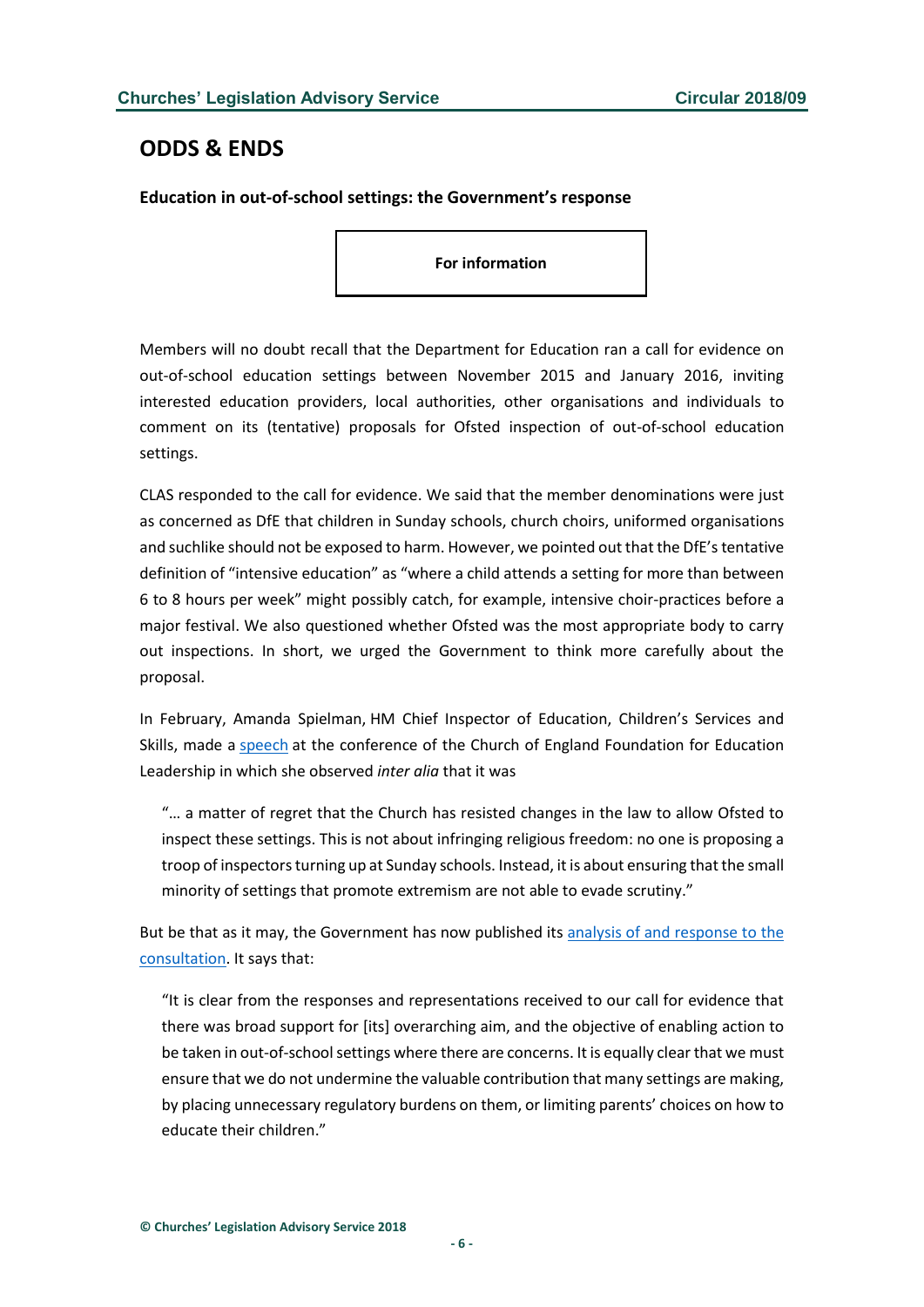## ODDS & ENDS

### Education in out-of-school settings: the Government's response

**For information**

Members will no doubt recall that the Department for Education ran a call for evidence on out-of-school education settings between November 2015 and January 2016, inviting interested education providers, local authorities, other organisations and individuals to comment on its (tentative) proposals for Ofsted inspection of out-of-school education settings.

CLAS responded to the call for evidence. We said that the member denominations were just as concerned as DfE that children in Sunday schools, church choirs, uniformed organisations and suchlike should not be exposed to harm. However, we pointed out that the DfE's tentative definition of "intensive education" as "where a child attends a setting for more than between 6 to 8 hours per week" might possibly catch, for example, intensive choir-practices before a major festival. We also questioned whether Ofsted was the most appropriate body to carry out inspections. In short, we urged the Government to think more carefully about the proposal.

In February, Amanda Spielman, HM Chief Inspector of Education, Children's Services and Skills, made a speech at the conference of the Church of England Foundation for Education Leadership in which she observed *inter alia* that it was

> "… a matter of regret that the Church has resisted changes in the law to allow Ofsted to inspect these settings. This is not about infringing religious freedom: no one is proposing a troop of inspectors turning up at Sunday schools. Instead, it is about ensuring that the small minority of settings that promote extremism are not able to evade scrutiny."

But be that as it may, the Government has now published its analysis of and response to the consultation. It says that:

> "It is clear from the responses and representations received to our call for evidence that there was broad support for [its] overarching aim, and the objective of enabling action to be taken in out-of-school settings where there are concerns. It is equally clear that we must ensure that we do not undermine the valuable contribution that many settings are making, by placing unnecessary regulatory burdens on them, or limiting parents' choices on how to educate their children."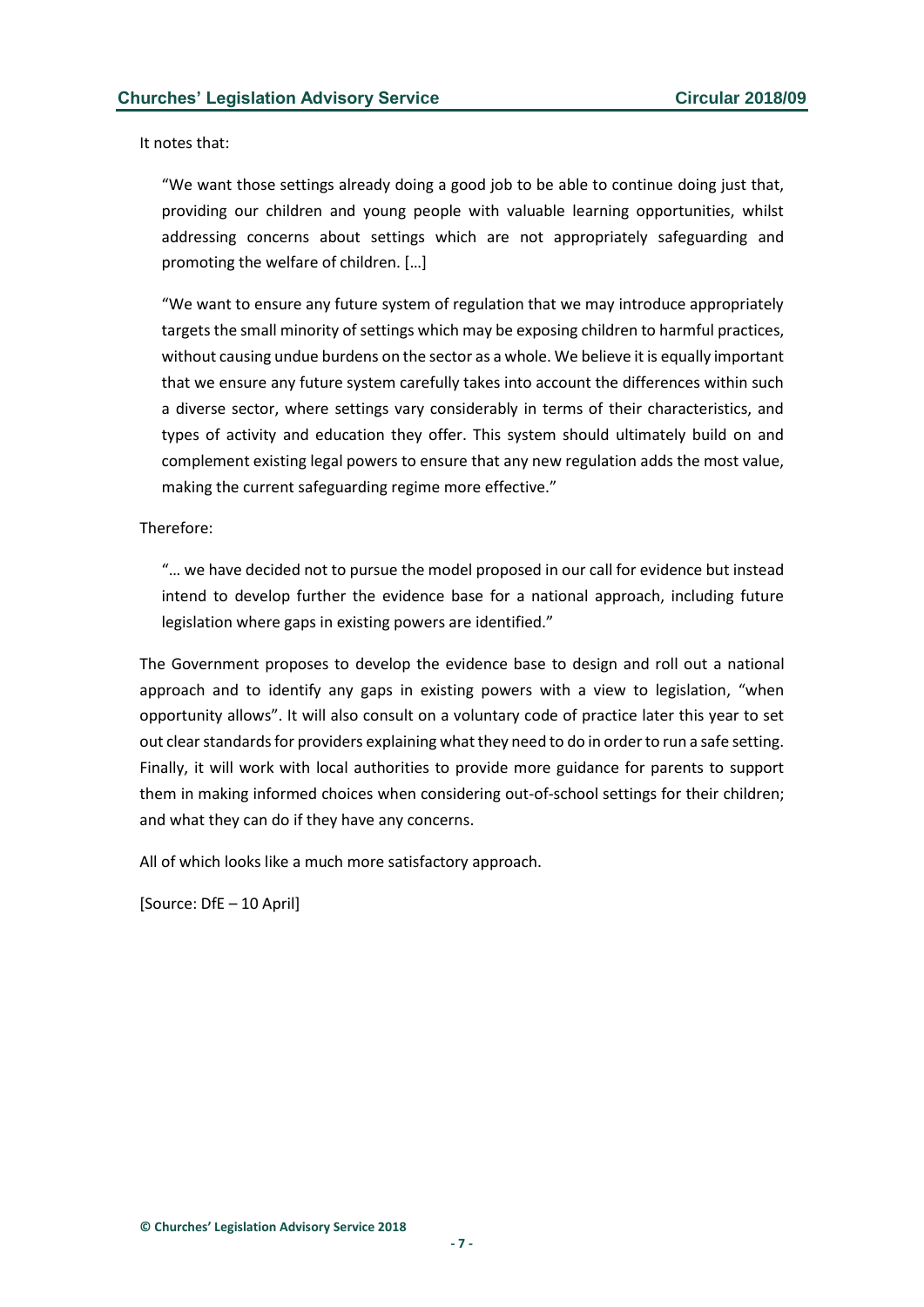It notes that:

> "We want those settings already doing a good job to be able to continue doing just that, providing our children and young people with valuable learning opportunities, whilst addressing concerns about settings which are not appropriately safeguarding and promoting the welfare of children. […]
>
> "We want to ensure any future system of regulation that we may introduce appropriately targets the small minority of settings which may be exposing children to harmful practices, without causing undue burdens on the sector as a whole. We believe it is equally important that we ensure any future system carefully takes into account the differences within such a diverse sector, where settings vary considerably in terms of their characteristics, and types of activity and education they offer. This system should ultimately build on and complement existing legal powers to ensure that any new regulation adds the most value, making the current safeguarding regime more effective."

Therefore:

> "… we have decided not to pursue the model proposed in our call for evidence but instead intend to develop further the evidence base for a national approach, including future legislation where gaps in existing powers are identified."

The Government proposes to develop the evidence base to design and roll out a national approach and to identify any gaps in existing powers with a view to legislation, "when opportunity allows". It will also consult on a voluntary code of practice later this year to set out clear standards for providers explaining what they need to do in order to run a safe setting. Finally, it will work with local authorities to provide more guidance for parents to support them in making informed choices when considering out-of-school settings for their children; and what they can do if they have any concerns.

All of which looks like a much more satisfactory approach.

[Source: DfE – 10 April]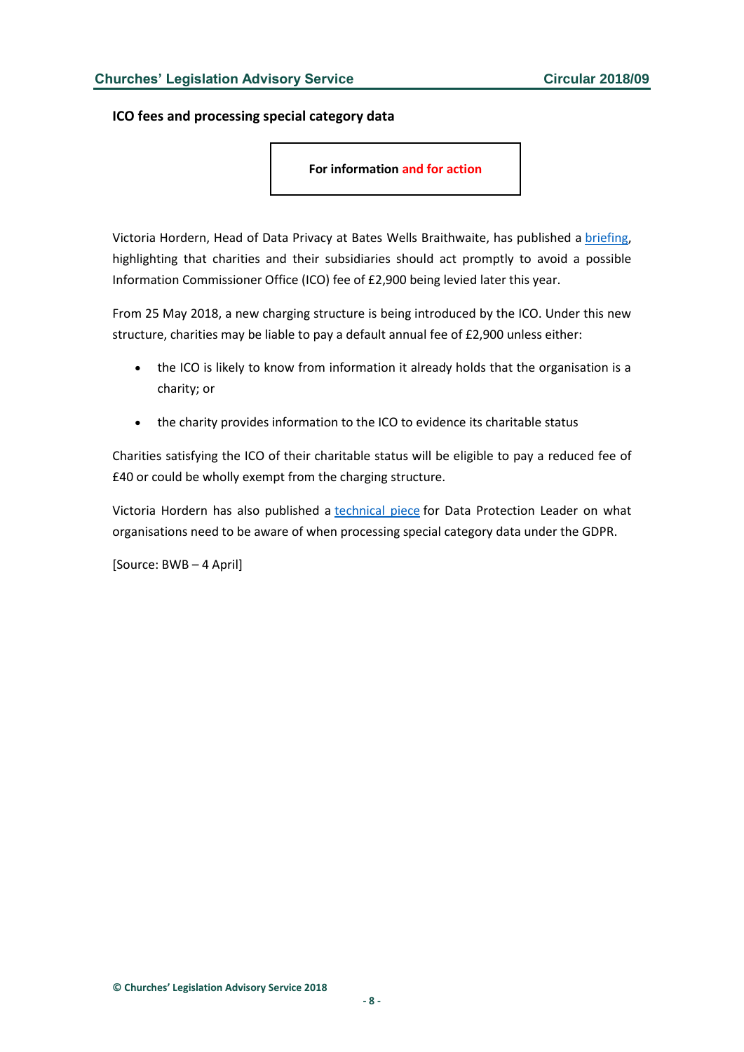### ICO fees and processing special category data

**For information and for action**

Victoria Hordern, Head of Data Privacy at Bates Wells Braithwaite, has published a briefing, highlighting that charities and their subsidiaries should act promptly to avoid a possible Information Commissioner Office (ICO) fee of £2,900 being levied later this year.

From 25 May 2018, a new charging structure is being introduced by the ICO. Under this new structure, charities may be liable to pay a default annual fee of £2,900 unless either:

- the ICO is likely to know from information it already holds that the organisation is a charity; or
- the charity provides information to the ICO to evidence its charitable status

Charities satisfying the ICO of their charitable status will be eligible to pay a reduced fee of £40 or could be wholly exempt from the charging structure.

Victoria Hordern has also published a technical piece for Data Protection Leader on what organisations need to be aware of when processing special category data under the GDPR.

[Source: BWB – 4 April]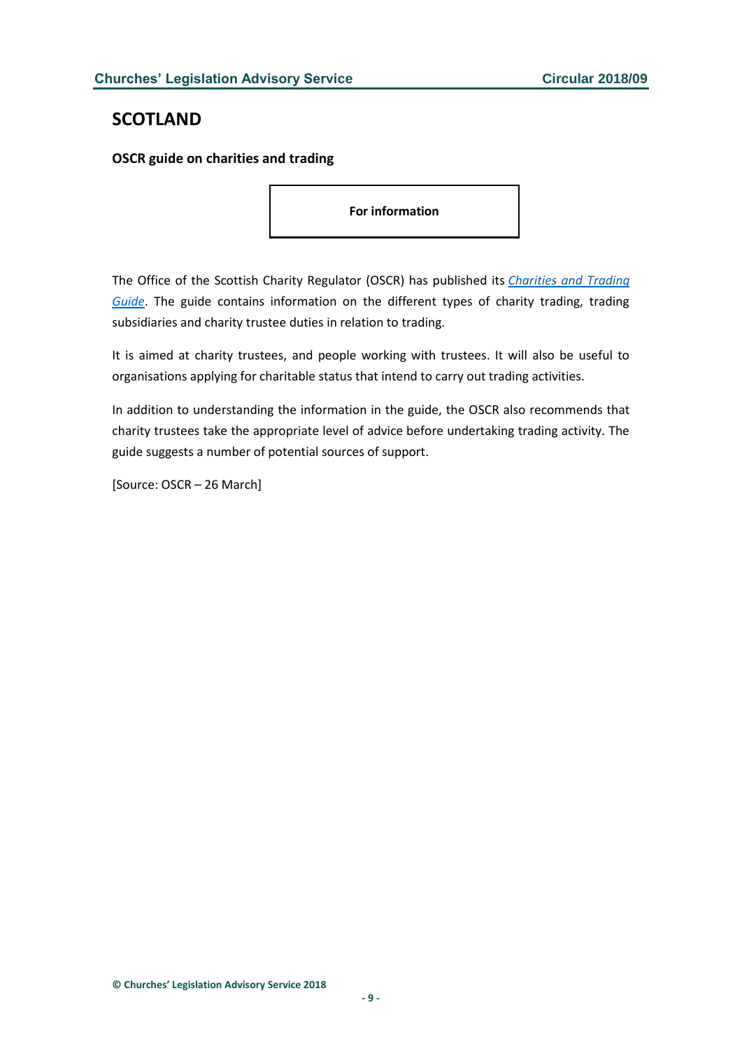# SCOTLAND

**OSCR guide on charities and trading**

**For information**

The Office of the Scottish Charity Regulator (OSCR) has published its *Charities and Trading Guide*. The guide contains information on the different types of charity trading, trading subsidiaries and charity trustee duties in relation to trading.

It is aimed at charity trustees, and people working with trustees. It will also be useful to organisations applying for charitable status that intend to carry out trading activities.

In addition to understanding the information in the guide, the OSCR also recommends that charity trustees take the appropriate level of advice before undertaking trading activity. The guide suggests a number of potential sources of support.

[Source: OSCR – 26 March]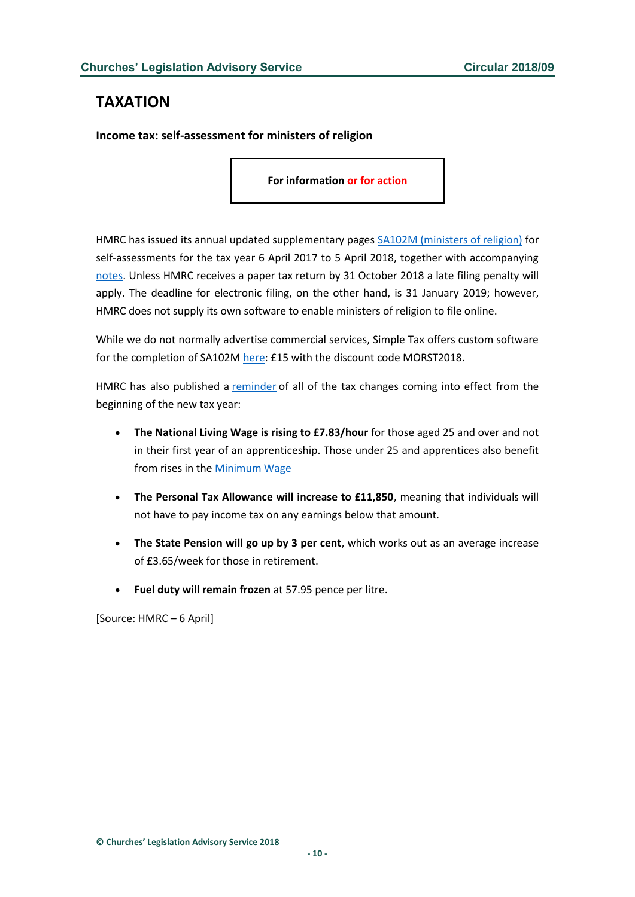## TAXATION

### Income tax: self-assessment for ministers of religion

**For information or for action**

HMRC has issued its annual updated supplementary pages SA102M (ministers of religion) for self-assessments for the tax year 6 April 2017 to 5 April 2018, together with accompanying notes. Unless HMRC receives a paper tax return by 31 October 2018 a late filing penalty will apply. The deadline for electronic filing, on the other hand, is 31 January 2019; however, HMRC does not supply its own software to enable ministers of religion to file online.

While we do not normally advertise commercial services, Simple Tax offers custom software for the completion of SA102M here: £15 with the discount code MORST2018.

HMRC has also published a reminder of all of the tax changes coming into effect from the beginning of the new tax year:

- **The National Living Wage is rising to £7.83/hour** for those aged 25 and over and not in their first year of an apprenticeship. Those under 25 and apprentices also benefit from rises in the Minimum Wage
- **The Personal Tax Allowance will increase to £11,850**, meaning that individuals will not have to pay income tax on any earnings below that amount.
- **The State Pension will go up by 3 per cent**, which works out as an average increase of £3.65/week for those in retirement.
- **Fuel duty will remain frozen** at 57.95 pence per litre.

[Source: HMRC – 6 April]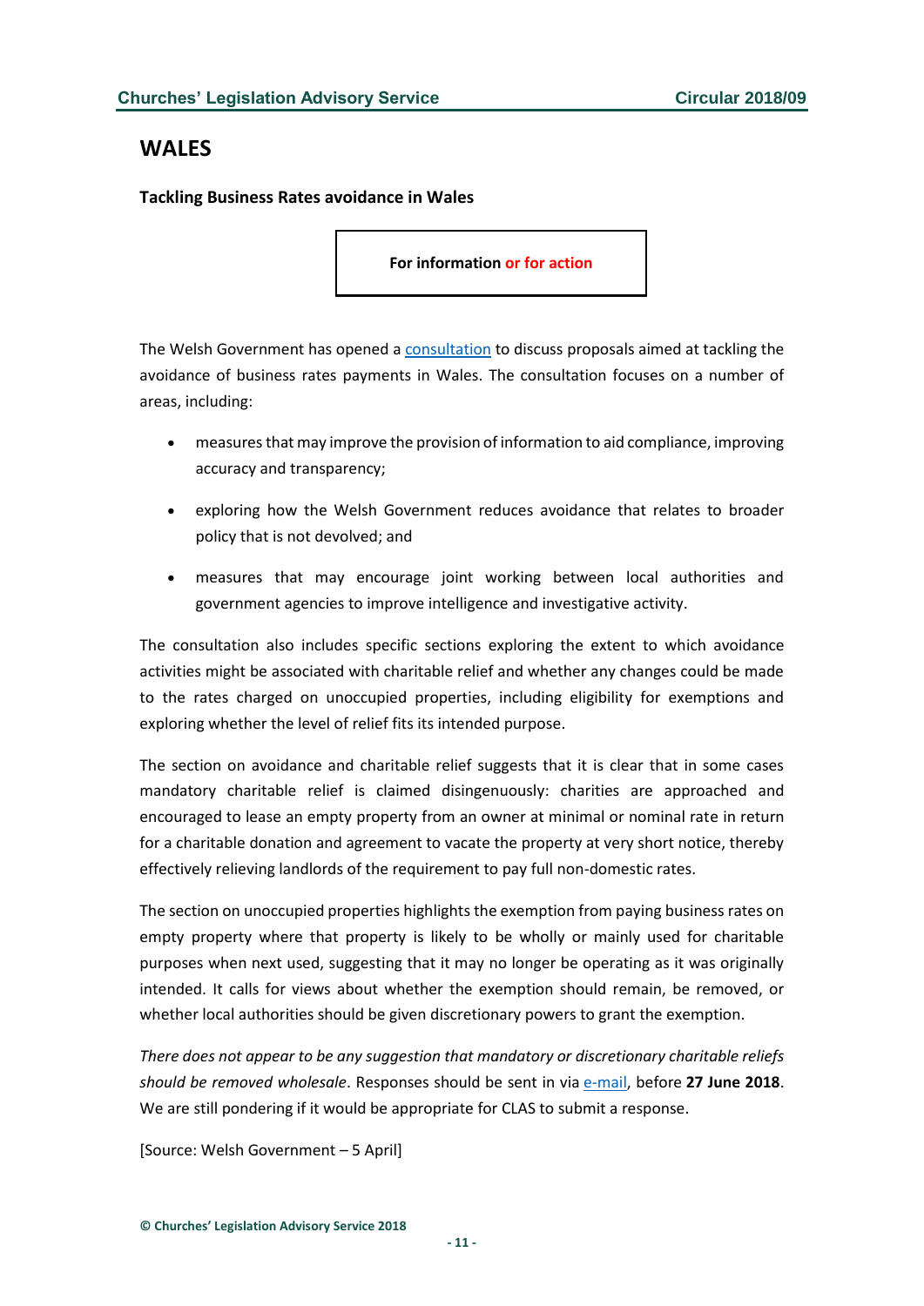## WALES

**Tackling Business Rates avoidance in Wales**

**For information or for action**

The Welsh Government has opened a consultation to discuss proposals aimed at tackling the avoidance of business rates payments in Wales. The consultation focuses on a number of areas, including:

- measures that may improve the provision of information to aid compliance, improving accuracy and transparency;
- exploring how the Welsh Government reduces avoidance that relates to broader policy that is not devolved; and
- measures that may encourage joint working between local authorities and government agencies to improve intelligence and investigative activity.

The consultation also includes specific sections exploring the extent to which avoidance activities might be associated with charitable relief and whether any changes could be made to the rates charged on unoccupied properties, including eligibility for exemptions and exploring whether the level of relief fits its intended purpose.

The section on avoidance and charitable relief suggests that it is clear that in some cases mandatory charitable relief is claimed disingenuously: charities are approached and encouraged to lease an empty property from an owner at minimal or nominal rate in return for a charitable donation and agreement to vacate the property at very short notice, thereby effectively relieving landlords of the requirement to pay full non-domestic rates.

The section on unoccupied properties highlights the exemption from paying business rates on empty property where that property is likely to be wholly or mainly used for charitable purposes when next used, suggesting that it may no longer be operating as it was originally intended. It calls for views about whether the exemption should remain, be removed, or whether local authorities should be given discretionary powers to grant the exemption.

*There does not appear to be any suggestion that mandatory or discretionary charitable reliefs should be removed wholesale*. Responses should be sent in via e-mail, before **27 June 2018**. We are still pondering if it would be appropriate for CLAS to submit a response.

[Source: Welsh Government – 5 April]